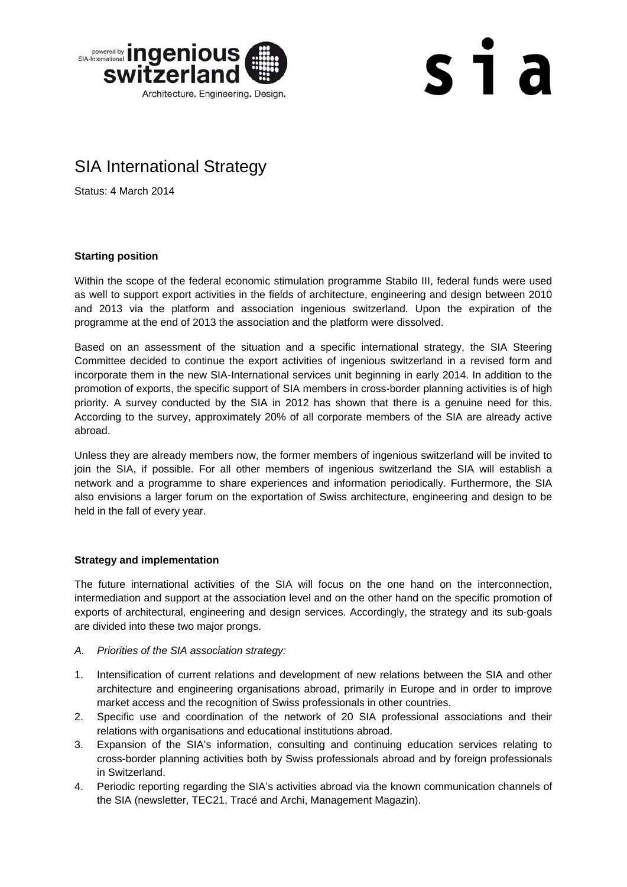# SIA International Strategy

Status: 4 March 2014

**Starting position**

Within the scope of the federal economic stimulation programme Stabilo III, federal funds were used as well to support export activities in the fields of architecture, engineering and design between 2010 and 2013 via the platform and association ingenious switzerland. Upon the expiration of the programme at the end of 2013 the association and the platform were dissolved.

Based on an assessment of the situation and a specific international strategy, the SIA Steering Committee decided to continue the export activities of ingenious switzerland in a revised form and incorporate them in the new SIA-International services unit beginning in early 2014. In addition to the promotion of exports, the specific support of SIA members in cross-border planning activities is of high priority. A survey conducted by the SIA in 2012 has shown that there is a genuine need for this. According to the survey, approximately 20% of all corporate members of the SIA are already active abroad.

Unless they are already members now, the former members of ingenious switzerland will be invited to join the SIA, if possible. For all other members of ingenious switzerland the SIA will establish a network and a programme to share experiences and information periodically. Furthermore, the SIA also envisions a larger forum on the exportation of Swiss architecture, engineering and design to be held in the fall of every year.

**Strategy and implementation**

The future international activities of the SIA will focus on the one hand on the interconnection, intermediation and support at the association level and on the other hand on the specific promotion of exports of architectural, engineering and design services. Accordingly, the strategy and its sub-goals are divided into these two major prongs.

*A. Priorities of the SIA association strategy:*

1. Intensification of current relations and development of new relations between the SIA and other architecture and engineering organisations abroad, primarily in Europe and in order to improve market access and the recognition of Swiss professionals in other countries.
2. Specific use and coordination of the network of 20 SIA professional associations and their relations with organisations and educational institutions abroad.
3. Expansion of the SIA's information, consulting and continuing education services relating to cross-border planning activities both by Swiss professionals abroad and by foreign professionals in Switzerland.
4. Periodic reporting regarding the SIA's activities abroad via the known communication channels of the SIA (newsletter, TEC21, Tracé and Archi, Management Magazin).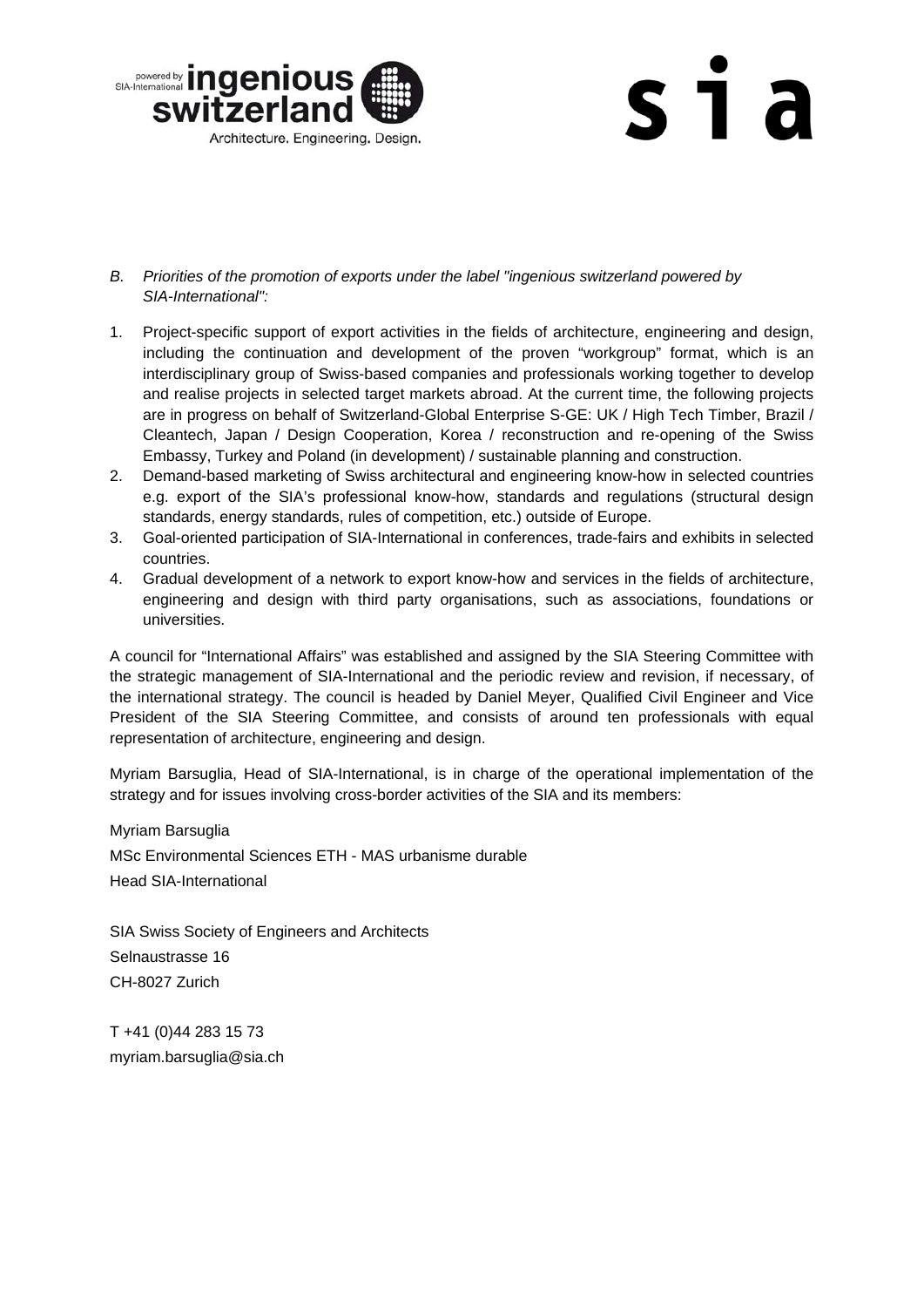*B. Priorities of the promotion of exports under the label "ingenious switzerland powered by SIA-International":*

1. Project-specific support of export activities in the fields of architecture, engineering and design, including the continuation and development of the proven “workgroup” format, which is an interdisciplinary group of Swiss-based companies and professionals working together to develop and realise projects in selected target markets abroad. At the current time, the following projects are in progress on behalf of Switzerland-Global Enterprise S-GE: UK / High Tech Timber, Brazil / Cleantech, Japan / Design Cooperation, Korea / reconstruction and re-opening of the Swiss Embassy, Turkey and Poland (in development) / sustainable planning and construction.
2. Demand-based marketing of Swiss architectural and engineering know-how in selected countries e.g. export of the SIA’s professional know-how, standards and regulations (structural design standards, energy standards, rules of competition, etc.) outside of Europe.
3. Goal-oriented participation of SIA-International in conferences, trade-fairs and exhibits in selected countries.
4. Gradual development of a network to export know-how and services in the fields of architecture, engineering and design with third party organisations, such as associations, foundations or universities.

A council for “International Affairs” was established and assigned by the SIA Steering Committee with the strategic management of SIA-International and the periodic review and revision, if necessary, of the international strategy. The council is headed by Daniel Meyer, Qualified Civil Engineer and Vice President of the SIA Steering Committee, and consists of around ten professionals with equal representation of architecture, engineering and design.

Myriam Barsuglia, Head of SIA-International, is in charge of the operational implementation of the strategy and for issues involving cross-border activities of the SIA and its members:

Myriam Barsuglia
MSc Environmental Sciences ETH - MAS urbanisme durable
Head SIA-International

SIA Swiss Society of Engineers and Architects
Selnaustrasse 16
CH-8027 Zurich

T +41 (0)44 283 15 73
myriam.barsuglia@sia.ch